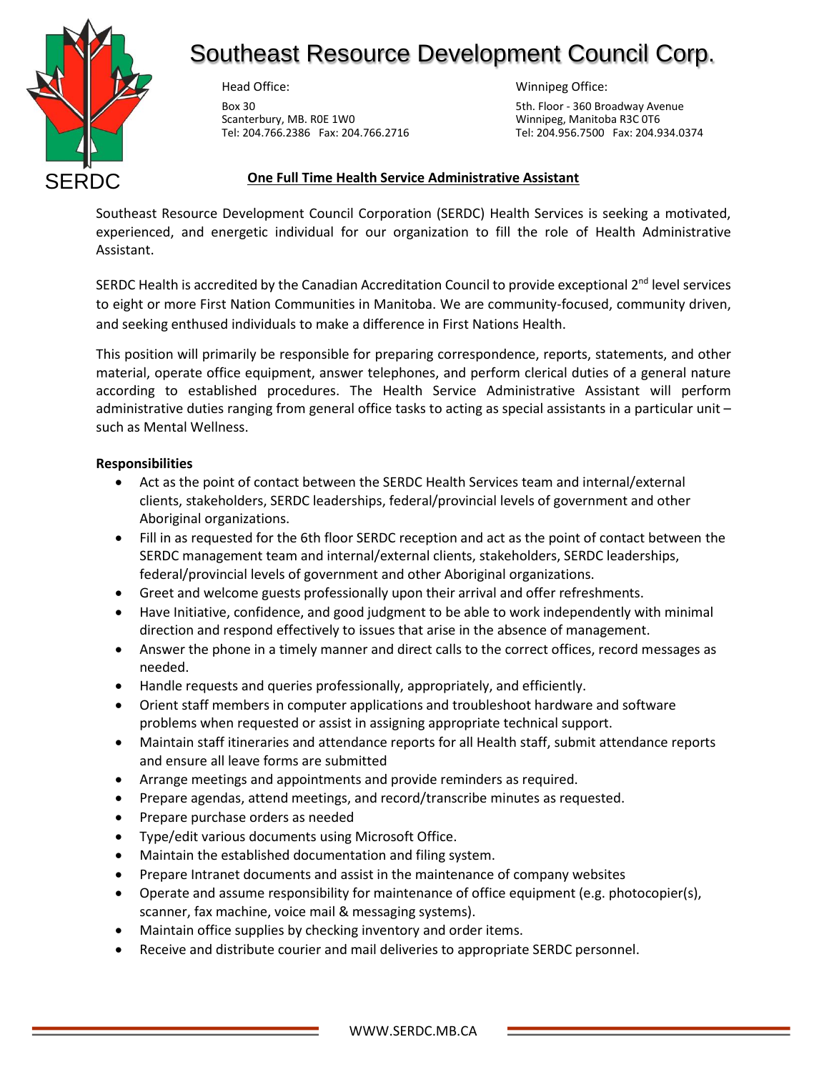# Southeast Resource Development Council Corp.

SERDC

Head Office:

Box 30
Scanterbury, MB. R0E 1W0
Tel: 204.766.2386 Fax: 204.766.2716

Winnipeg Office:

5th. Floor - 360 Broadway Avenue
Winnipeg, Manitoba R3C 0T6
Tel: 204.956.7500 Fax: 204.934.0374

## One Full Time Health Service Administrative Assistant

Southeast Resource Development Council Corporation (SERDC) Health Services is seeking a motivated, experienced, and energetic individual for our organization to fill the role of Health Administrative Assistant.

SERDC Health is accredited by the Canadian Accreditation Council to provide exceptional 2nd level services to eight or more First Nation Communities in Manitoba. We are community-focused, community driven, and seeking enthused individuals to make a difference in First Nations Health.

This position will primarily be responsible for preparing correspondence, reports, statements, and other material, operate office equipment, answer telephones, and perform clerical duties of a general nature according to established procedures. The Health Service Administrative Assistant will perform administrative duties ranging from general office tasks to acting as special assistants in a particular unit – such as Mental Wellness.

**Responsibilities**

- Act as the point of contact between the SERDC Health Services team and internal/external clients, stakeholders, SERDC leaderships, federal/provincial levels of government and other Aboriginal organizations.
- Fill in as requested for the 6th floor SERDC reception and act as the point of contact between the SERDC management team and internal/external clients, stakeholders, SERDC leaderships, federal/provincial levels of government and other Aboriginal organizations.
- Greet and welcome guests professionally upon their arrival and offer refreshments.
- Have Initiative, confidence, and good judgment to be able to work independently with minimal direction and respond effectively to issues that arise in the absence of management.
- Answer the phone in a timely manner and direct calls to the correct offices, record messages as needed.
- Handle requests and queries professionally, appropriately, and efficiently.
- Orient staff members in computer applications and troubleshoot hardware and software problems when requested or assist in assigning appropriate technical support.
- Maintain staff itineraries and attendance reports for all Health staff, submit attendance reports and ensure all leave forms are submitted
- Arrange meetings and appointments and provide reminders as required.
- Prepare agendas, attend meetings, and record/transcribe minutes as requested.
- Prepare purchase orders as needed
- Type/edit various documents using Microsoft Office.
- Maintain the established documentation and filing system.
- Prepare Intranet documents and assist in the maintenance of company websites
- Operate and assume responsibility for maintenance of office equipment (e.g. photocopier(s), scanner, fax machine, voice mail & messaging systems).
- Maintain office supplies by checking inventory and order items.
- Receive and distribute courier and mail deliveries to appropriate SERDC personnel.

WWW.SERDC.MB.CA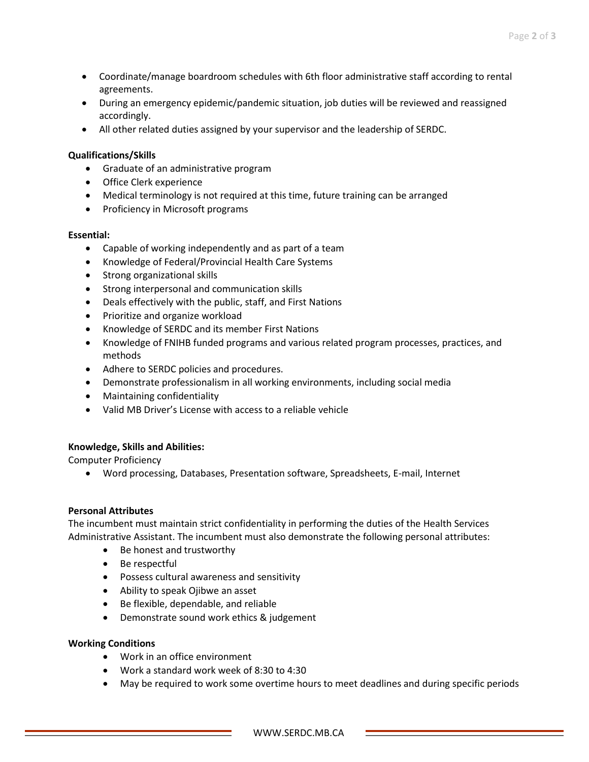- Coordinate/manage boardroom schedules with 6th floor administrative staff according to rental agreements.
- During an emergency epidemic/pandemic situation, job duties will be reviewed and reassigned accordingly.
- All other related duties assigned by your supervisor and the leadership of SERDC.

**Qualifications/Skills**

- Graduate of an administrative program
- Office Clerk experience
- Medical terminology is not required at this time, future training can be arranged
- Proficiency in Microsoft programs

**Essential:**

- Capable of working independently and as part of a team
- Knowledge of Federal/Provincial Health Care Systems
- Strong organizational skills
- Strong interpersonal and communication skills
- Deals effectively with the public, staff, and First Nations
- Prioritize and organize workload
- Knowledge of SERDC and its member First Nations
- Knowledge of FNIHB funded programs and various related program processes, practices, and methods
- Adhere to SERDC policies and procedures.
- Demonstrate professionalism in all working environments, including social media
- Maintaining confidentiality
- Valid MB Driver's License with access to a reliable vehicle

**Knowledge, Skills and Abilities:**

Computer Proficiency

- Word processing, Databases, Presentation software, Spreadsheets, E-mail, Internet

**Personal Attributes**

The incumbent must maintain strict confidentiality in performing the duties of the Health Services Administrative Assistant. The incumbent must also demonstrate the following personal attributes:

- Be honest and trustworthy
- Be respectful
- Possess cultural awareness and sensitivity
- Ability to speak Ojibwe an asset
- Be flexible, dependable, and reliable
- Demonstrate sound work ethics & judgement

**Working Conditions**

- Work in an office environment
- Work a standard work week of 8:30 to 4:30
- May be required to work some overtime hours to meet deadlines and during specific periods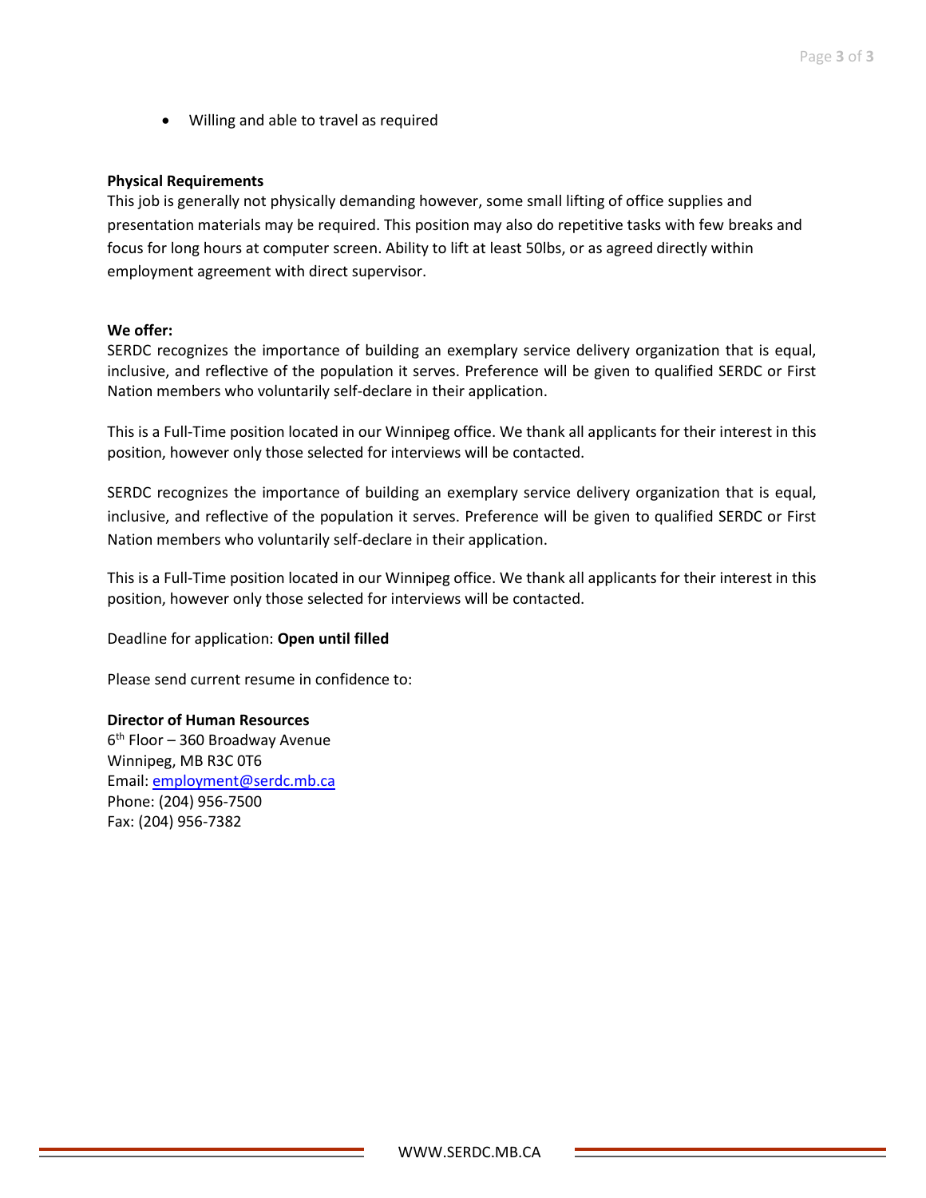- Willing and able to travel as required

**Physical Requirements**
This job is generally not physically demanding however, some small lifting of office supplies and presentation materials may be required. This position may also do repetitive tasks with few breaks and focus for long hours at computer screen. Ability to lift at least 50lbs, or as agreed directly within employment agreement with direct supervisor.

**We offer:**
SERDC recognizes the importance of building an exemplary service delivery organization that is equal, inclusive, and reflective of the population it serves. Preference will be given to qualified SERDC or First Nation members who voluntarily self-declare in their application.

This is a Full-Time position located in our Winnipeg office. We thank all applicants for their interest in this position, however only those selected for interviews will be contacted.

SERDC recognizes the importance of building an exemplary service delivery organization that is equal, inclusive, and reflective of the population it serves. Preference will be given to qualified SERDC or First Nation members who voluntarily self-declare in their application.

This is a Full-Time position located in our Winnipeg office. We thank all applicants for their interest in this position, however only those selected for interviews will be contacted.

Deadline for application: **Open until filled**

Please send current resume in confidence to:

**Director of Human Resources**
6th Floor – 360 Broadway Avenue
Winnipeg, MB R3C 0T6
Email: employment@serdc.mb.ca
Phone: (204) 956-7500
Fax: (204) 956-7382